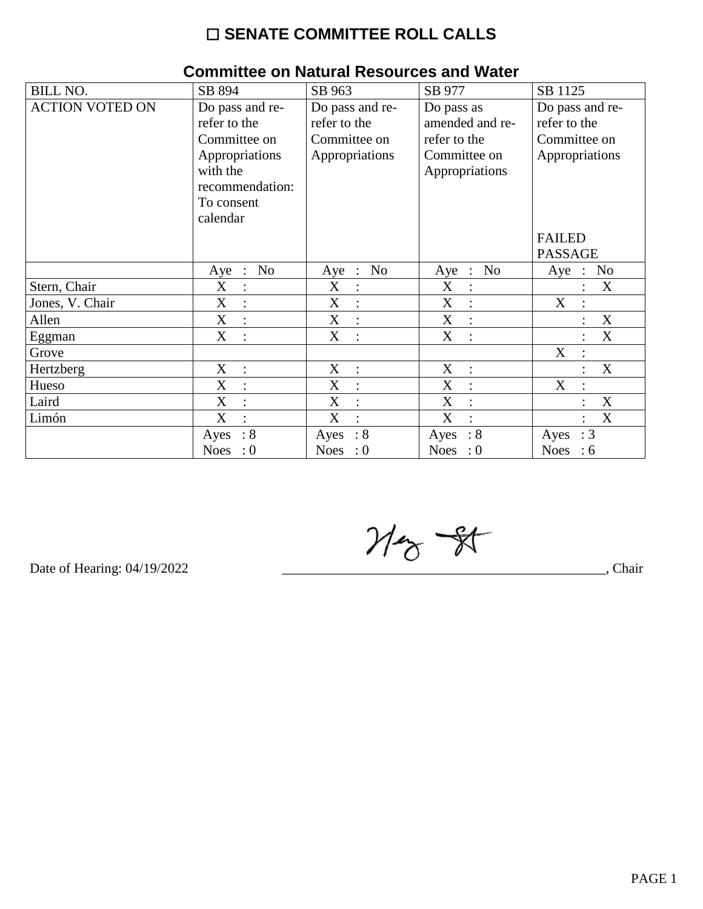# ☐ SENATE COMMITTEE ROLL CALLS

## Committee on Natural Resources and Water

| BILL NO. | SB 894 | SB 963 | SB 977 | SB 1125 |
|---|---|---|---|---|
| ACTION VOTED ON | Do pass and re-refer to the Committee on Appropriations with the recommendation: To consent calendar | Do pass and re-refer to the Committee on Appropriations | Do pass as amended and re-refer to the Committee on Appropriations | Do pass and re-refer to the Committee on Appropriations<br><br>FAILED PASSAGE |
| | Aye : No | Aye : No | Aye : No | Aye : No |
| Stern, Chair | X : | X : | X : | : X |
| Jones, V. Chair | X : | X : | X : | X : |
| Allen | X : | X : | X : | : X |
| Eggman | X : | X : | X : | : X |
| Grove | | | | X : |
| Hertzberg | X : | X : | X : | : X |
| Hueso | X : | X : | X : | X : |
| Laird | X : | X : | X : | : X |
| Limón | X : | X : | X : | : X |
| | Ayes : 8<br>Noes : 0 | Ayes : 8<br>Noes : 0 | Ayes : 8<br>Noes : 0 | Ayes : 3<br>Noes : 6 |

Date of Hearing: 04/19/2022

_______________________________________________, Chair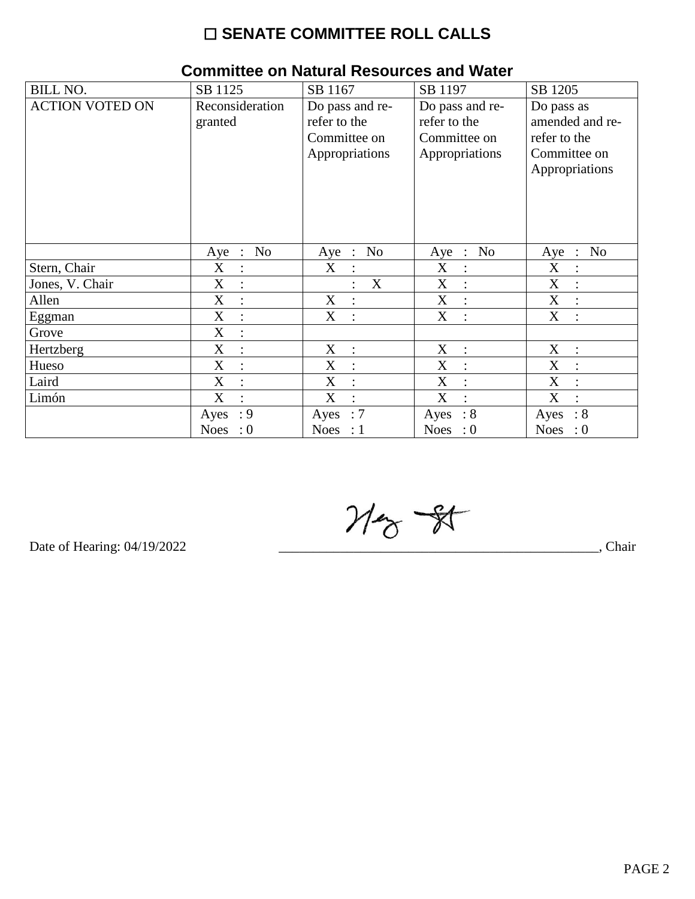# ☐ SENATE COMMITTEE ROLL CALLS

## Committee on Natural Resources and Water

| BILL NO. | SB 1125 | SB 1167 | SB 1197 | SB 1205 |
|---|---|---|---|---|
| ACTION VOTED ON | Reconsideration granted | Do pass and re-refer to the Committee on Appropriations | Do pass and re-refer to the Committee on Appropriations | Do pass as amended and re-refer to the Committee on Appropriations |
| | Aye : No | Aye : No | Aye : No | Aye : No |
| Stern, Chair | X : | X : | X : | X : |
| Jones, V. Chair | X : | : X | X : | X : |
| Allen | X : | X : | X : | X : |
| Eggman | X : | X : | X : | X : |
| Grove | X : | | | |
| Hertzberg | X : | X : | X : | X : |
| Hueso | X : | X : | X : | X : |
| Laird | X : | X : | X : | X : |
| Limón | X : | X : | X : | X : |
| | Ayes : 9 Noes : 0 | Ayes : 7 Noes : 1 | Ayes : 8 Noes : 0 | Ayes : 8 Noes : 0 |

Date of Hearing: 04/19/2022

_______________________________________________, Chair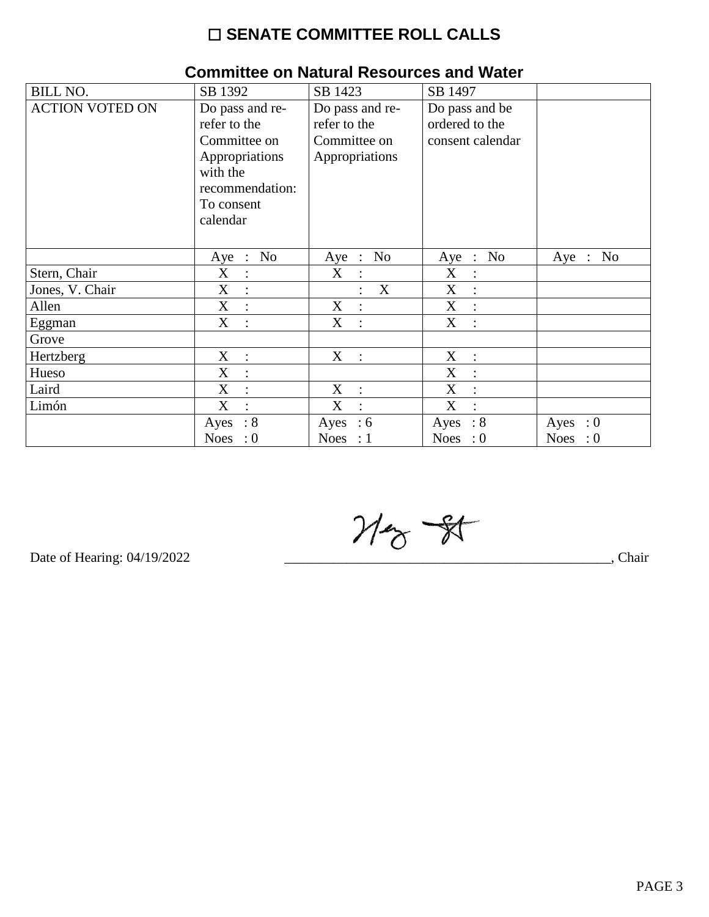# ☐ SENATE COMMITTEE ROLL CALLS

## Committee on Natural Resources and Water

| BILL NO. | SB 1392 | SB 1423 | SB 1497 | |
|---|---|---|---|---|
| ACTION VOTED ON | Do pass and re-refer to the Committee on Appropriations with the recommendation: To consent calendar | Do pass and re-refer to the Committee on Appropriations | Do pass and be ordered to the consent calendar | |
| | Aye : No | Aye : No | Aye : No | Aye : No |
| Stern, Chair | X : | X : | X : | |
| Jones, V. Chair | X : | : X | X : | |
| Allen | X : | X : | X : | |
| Eggman | X : | X : | X : | |
| Grove | | | | |
| Hertzberg | X : | X : | X : | |
| Hueso | X : | | X : | |
| Laird | X : | X : | X : | |
| Limón | X : | X : | X : | |
| | Ayes : 8<br>Noes : 0 | Ayes : 6<br>Noes : 1 | Ayes : 8<br>Noes : 0 | Ayes : 0<br>Noes : 0 |

Date of Hearing: 04/19/2022

_________________________________________________, Chair